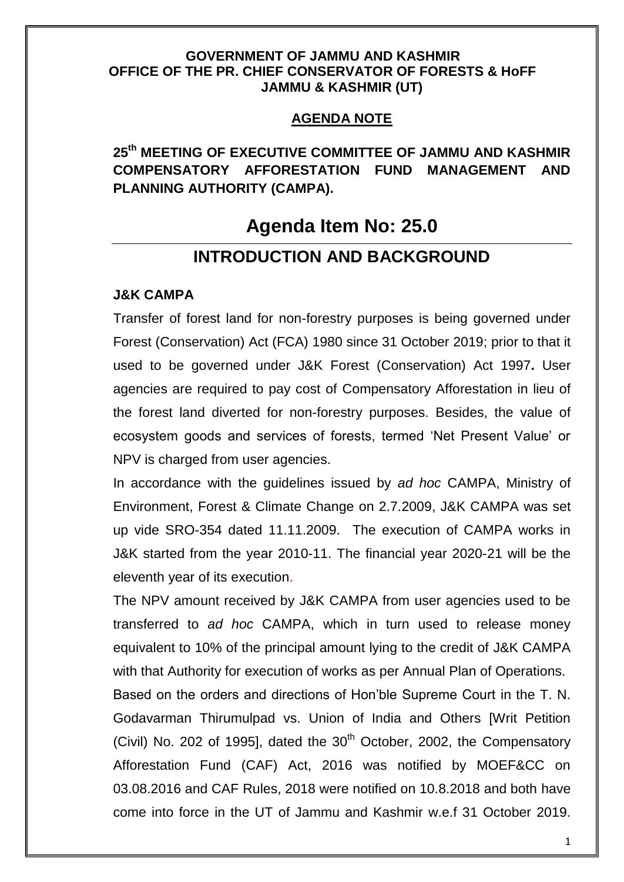**GOVERNMENT OF JAMMU AND KASHMIR**
**OFFICE OF THE PR. CHIEF CONSERVATOR OF FORESTS & HoFF**
**JAMMU & KASHMIR (UT)**

**AGENDA NOTE**

**25th MEETING OF EXECUTIVE COMMITTEE OF JAMMU AND KASHMIR COMPENSATORY AFFORESTATION FUND MANAGEMENT AND PLANNING AUTHORITY (CAMPA).**

# Agenda Item No: 25.0

## INTRODUCTION AND BACKGROUND

### J&K CAMPA

Transfer of forest land for non-forestry purposes is being governed under Forest (Conservation) Act (FCA) 1980 since 31 October 2019; prior to that it used to be governed under J&K Forest (Conservation) Act 1997**.** User agencies are required to pay cost of Compensatory Afforestation in lieu of the forest land diverted for non-forestry purposes. Besides, the value of ecosystem goods and services of forests, termed 'Net Present Value' or NPV is charged from user agencies.

In accordance with the guidelines issued by *ad hoc* CAMPA, Ministry of Environment, Forest & Climate Change on 2.7.2009, J&K CAMPA was set up vide SRO-354 dated 11.11.2009. The execution of CAMPA works in J&K started from the year 2010-11. The financial year 2020-21 will be the eleventh year of its execution.

The NPV amount received by J&K CAMPA from user agencies used to be transferred to *ad hoc* CAMPA, which in turn used to release money equivalent to 10% of the principal amount lying to the credit of J&K CAMPA with that Authority for execution of works as per Annual Plan of Operations.

Based on the orders and directions of Hon'ble Supreme Court in the T. N. Godavarman Thirumulpad vs. Union of India and Others [Writ Petition (Civil) No. 202 of 1995], dated the 30th October, 2002, the Compensatory Afforestation Fund (CAF) Act, 2016 was notified by MOEF&CC on 03.08.2016 and CAF Rules, 2018 were notified on 10.8.2018 and both have come into force in the UT of Jammu and Kashmir w.e.f 31 October 2019.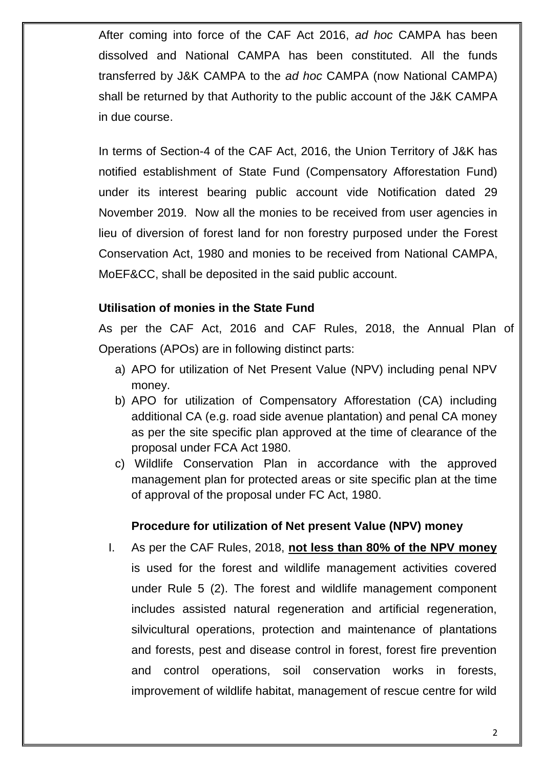After coming into force of the CAF Act 2016, *ad hoc* CAMPA has been dissolved and National CAMPA has been constituted. All the funds transferred by J&K CAMPA to the *ad hoc* CAMPA (now National CAMPA) shall be returned by that Authority to the public account of the J&K CAMPA in due course.

In terms of Section-4 of the CAF Act, 2016, the Union Territory of J&K has notified establishment of State Fund (Compensatory Afforestation Fund) under its interest bearing public account vide Notification dated 29 November 2019. Now all the monies to be received from user agencies in lieu of diversion of forest land for non forestry purposed under the Forest Conservation Act, 1980 and monies to be received from National CAMPA, MoEF&CC, shall be deposited in the said public account.

**Utilisation of monies in the State Fund**

As per the CAF Act, 2016 and CAF Rules, 2018, the Annual Plan of Operations (APOs) are in following distinct parts:

a) APO for utilization of Net Present Value (NPV) including penal NPV money.
b) APO for utilization of Compensatory Afforestation (CA) including additional CA (e.g. road side avenue plantation) and penal CA money as per the site specific plan approved at the time of clearance of the proposal under FCA Act 1980.
c) Wildlife Conservation Plan in accordance with the approved management plan for protected areas or site specific plan at the time of approval of the proposal under FC Act, 1980.

**Procedure for utilization of Net present Value (NPV) money**

I. As per the CAF Rules, 2018, **not less than 80% of the NPV money** is used for the forest and wildlife management activities covered under Rule 5 (2). The forest and wildlife management component includes assisted natural regeneration and artificial regeneration, silvicultural operations, protection and maintenance of plantations and forests, pest and disease control in forest, forest fire prevention and control operations, soil conservation works in forests, improvement of wildlife habitat, management of rescue centre for wild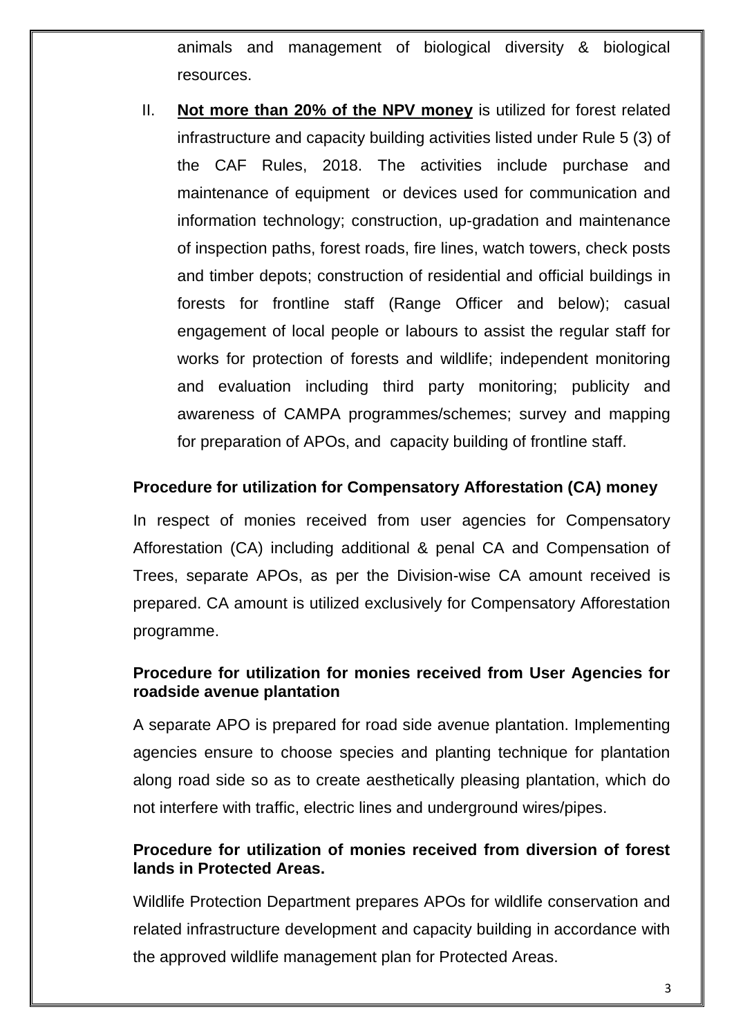animals and management of biological diversity & biological resources.

II. **Not more than 20% of the NPV money** is utilized for forest related infrastructure and capacity building activities listed under Rule 5 (3) of the CAF Rules, 2018. The activities include purchase and maintenance of equipment or devices used for communication and information technology; construction, up-gradation and maintenance of inspection paths, forest roads, fire lines, watch towers, check posts and timber depots; construction of residential and official buildings in forests for frontline staff (Range Officer and below); casual engagement of local people or labours to assist the regular staff for works for protection of forests and wildlife; independent monitoring and evaluation including third party monitoring; publicity and awareness of CAMPA programmes/schemes; survey and mapping for preparation of APOs, and capacity building of frontline staff.

**Procedure for utilization for Compensatory Afforestation (CA) money**

In respect of monies received from user agencies for Compensatory Afforestation (CA) including additional & penal CA and Compensation of Trees, separate APOs, as per the Division-wise CA amount received is prepared. CA amount is utilized exclusively for Compensatory Afforestation programme.

**Procedure for utilization for monies received from User Agencies for roadside avenue plantation**

A separate APO is prepared for road side avenue plantation. Implementing agencies ensure to choose species and planting technique for plantation along road side so as to create aesthetically pleasing plantation, which do not interfere with traffic, electric lines and underground wires/pipes.

**Procedure for utilization of monies received from diversion of forest lands in Protected Areas.**

Wildlife Protection Department prepares APOs for wildlife conservation and related infrastructure development and capacity building in accordance with the approved wildlife management plan for Protected Areas.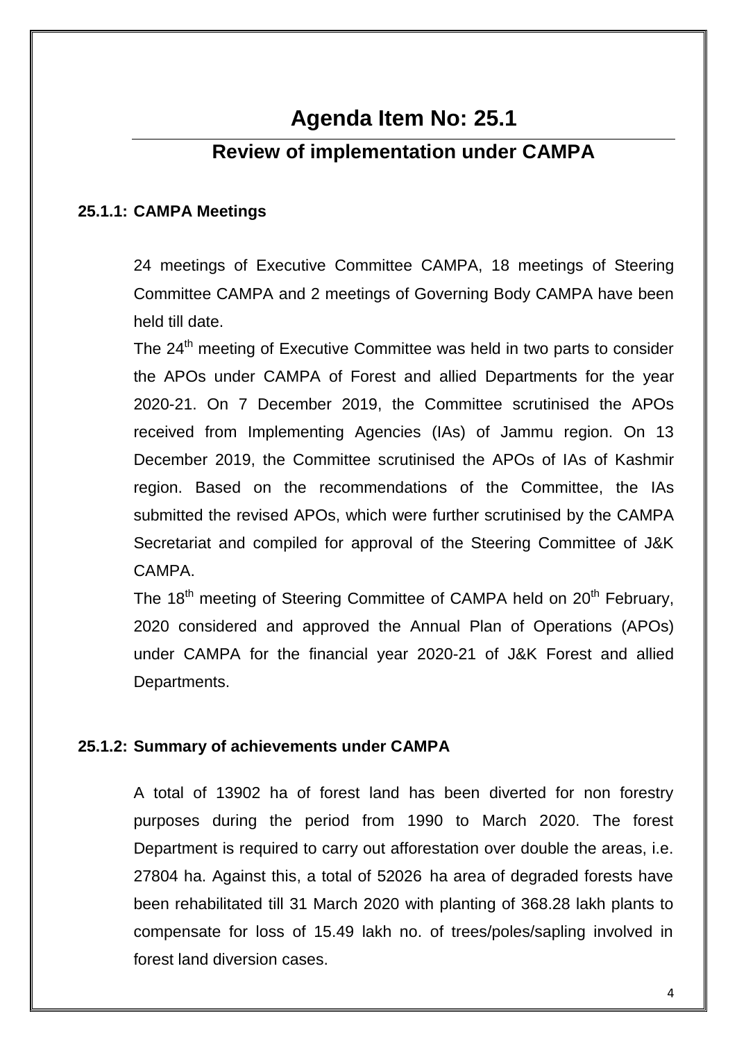# Agenda Item No: 25.1

## Review of implementation under CAMPA

### 25.1.1: CAMPA Meetings

24 meetings of Executive Committee CAMPA, 18 meetings of Steering Committee CAMPA and 2 meetings of Governing Body CAMPA have been held till date.

The 24th meeting of Executive Committee was held in two parts to consider the APOs under CAMPA of Forest and allied Departments for the year 2020-21. On 7 December 2019, the Committee scrutinised the APOs received from Implementing Agencies (IAs) of Jammu region. On 13 December 2019, the Committee scrutinised the APOs of IAs of Kashmir region. Based on the recommendations of the Committee, the IAs submitted the revised APOs, which were further scrutinised by the CAMPA Secretariat and compiled for approval of the Steering Committee of J&K CAMPA.

The 18th meeting of Steering Committee of CAMPA held on 20th February, 2020 considered and approved the Annual Plan of Operations (APOs) under CAMPA for the financial year 2020-21 of J&K Forest and allied Departments.

### 25.1.2: Summary of achievements under CAMPA

A total of 13902 ha of forest land has been diverted for non forestry purposes during the period from 1990 to March 2020. The forest Department is required to carry out afforestation over double the areas, i.e. 27804 ha. Against this, a total of 52026 ha area of degraded forests have been rehabilitated till 31 March 2020 with planting of 368.28 lakh plants to compensate for loss of 15.49 lakh no. of trees/poles/sapling involved in forest land diversion cases.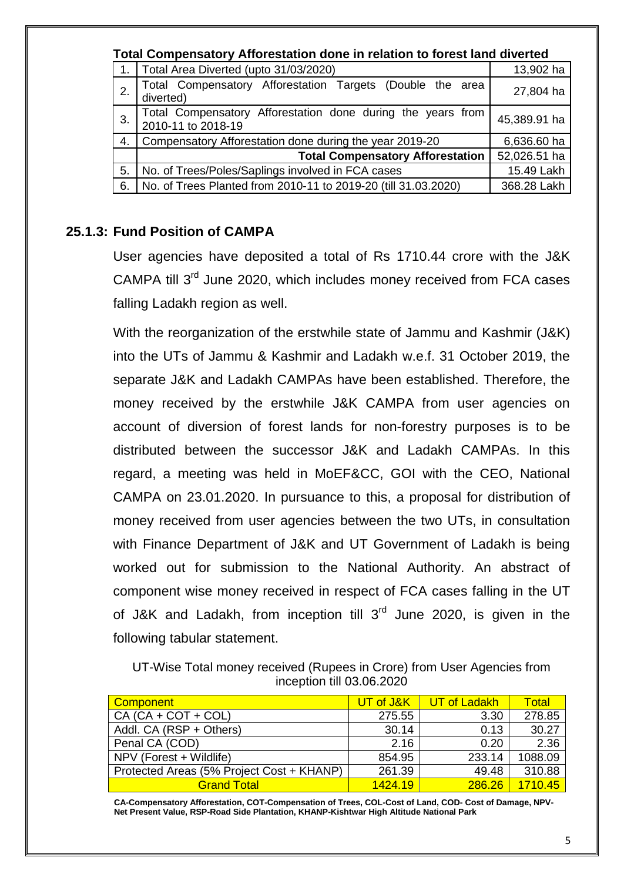**Total Compensatory Afforestation done in relation to forest land diverted**

| | | |
|---|---|---|
| 1. | Total Area Diverted (upto 31/03/2020) | 13,902 ha |
| 2. | Total Compensatory Afforestation Targets (Double the area diverted) | 27,804 ha |
| 3. | Total Compensatory Afforestation done during the years from 2010-11 to 2018-19 | 45,389.91 ha |
| 4. | Compensatory Afforestation done during the year 2019-20 | 6,636.60 ha |
| | **Total Compensatory Afforestation** | 52,026.51 ha |
| 5. | No. of Trees/Poles/Saplings involved in FCA cases | 15.49 Lakh |
| 6. | No. of Trees Planted from 2010-11 to 2019-20 (till 31.03.2020) | 368.28 Lakh |

### 25.1.3: Fund Position of CAMPA

User agencies have deposited a total of Rs 1710.44 crore with the J&K CAMPA till 3rd June 2020, which includes money received from FCA cases falling Ladakh region as well.

With the reorganization of the erstwhile state of Jammu and Kashmir (J&K) into the UTs of Jammu & Kashmir and Ladakh w.e.f. 31 October 2019, the separate J&K and Ladakh CAMPAs have been established. Therefore, the money received by the erstwhile J&K CAMPA from user agencies on account of diversion of forest lands for non-forestry purposes is to be distributed between the successor J&K and Ladakh CAMPAs. In this regard, a meeting was held in MoEF&CC, GOI with the CEO, National CAMPA on 23.01.2020. In pursuance to this, a proposal for distribution of money received from user agencies between the two UTs, in consultation with Finance Department of J&K and UT Government of Ladakh is being worked out for submission to the National Authority. An abstract of component wise money received in respect of FCA cases falling in the UT of J&K and Ladakh, from inception till 3rd June 2020, is given in the following tabular statement.

UT-Wise Total money received (Rupees in Crore) from User Agencies from inception till 03.06.2020

| Component | UT of J&K | UT of Ladakh | Total |
|---|---|---|---|
| CA (CA + COT + COL) | 275.55 | 3.30 | 278.85 |
| Addl. CA (RSP + Others) | 30.14 | 0.13 | 30.27 |
| Penal CA (COD) | 2.16 | 0.20 | 2.36 |
| NPV (Forest + Wildlife) | 854.95 | 233.14 | 1088.09 |
| Protected Areas (5% Project Cost + KHANP) | 261.39 | 49.48 | 310.88 |
| Grand Total | 1424.19 | 286.26 | 1710.45 |

**CA-Compensatory Afforestation, COT-Compensation of Trees, COL-Cost of Land, COD- Cost of Damage, NPV-Net Present Value, RSP-Road Side Plantation, KHANP-Kishtwar High Altitude National Park**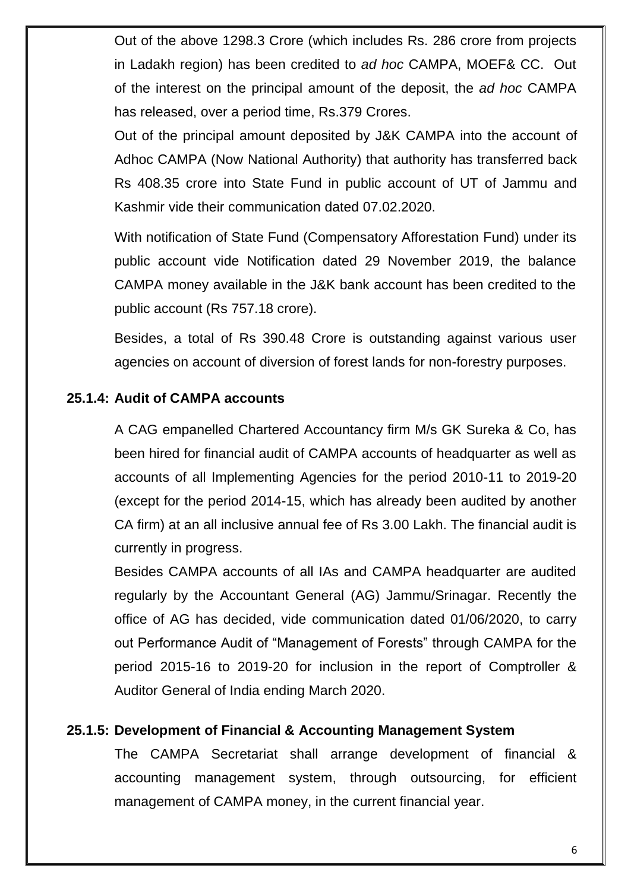Out of the above 1298.3 Crore (which includes Rs. 286 crore from projects in Ladakh region) has been credited to *ad hoc* CAMPA, MOEF& CC. Out of the interest on the principal amount of the deposit, the *ad hoc* CAMPA has released, over a period time, Rs.379 Crores.

Out of the principal amount deposited by J&K CAMPA into the account of Adhoc CAMPA (Now National Authority) that authority has transferred back Rs 408.35 crore into State Fund in public account of UT of Jammu and Kashmir vide their communication dated 07.02.2020.

With notification of State Fund (Compensatory Afforestation Fund) under its public account vide Notification dated 29 November 2019, the balance CAMPA money available in the J&K bank account has been credited to the public account (Rs 757.18 crore).

Besides, a total of Rs 390.48 Crore is outstanding against various user agencies on account of diversion of forest lands for non-forestry purposes.

### 25.1.4: Audit of CAMPA accounts

A CAG empanelled Chartered Accountancy firm M/s GK Sureka & Co, has been hired for financial audit of CAMPA accounts of headquarter as well as accounts of all Implementing Agencies for the period 2010-11 to 2019-20 (except for the period 2014-15, which has already been audited by another CA firm) at an all inclusive annual fee of Rs 3.00 Lakh. The financial audit is currently in progress.

Besides CAMPA accounts of all IAs and CAMPA headquarter are audited regularly by the Accountant General (AG) Jammu/Srinagar. Recently the office of AG has decided, vide communication dated 01/06/2020, to carry out Performance Audit of "Management of Forests" through CAMPA for the period 2015-16 to 2019-20 for inclusion in the report of Comptroller & Auditor General of India ending March 2020.

### 25.1.5: Development of Financial & Accounting Management System

The CAMPA Secretariat shall arrange development of financial & accounting management system, through outsourcing, for efficient management of CAMPA money, in the current financial year.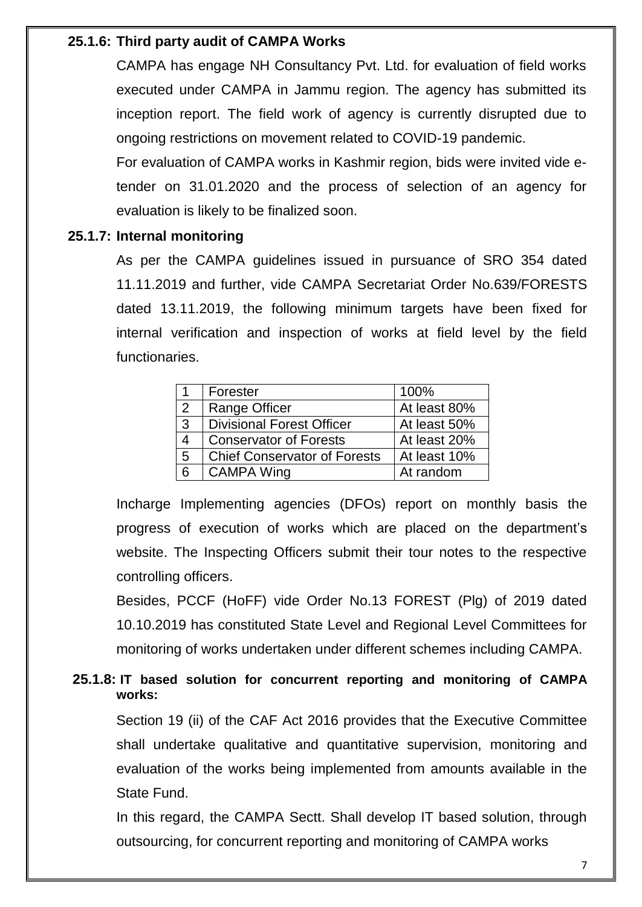**25.1.6: Third party audit of CAMPA Works**

CAMPA has engage NH Consultancy Pvt. Ltd. for evaluation of field works executed under CAMPA in Jammu region. The agency has submitted its inception report. The field work of agency is currently disrupted due to ongoing restrictions on movement related to COVID-19 pandemic.

For evaluation of CAMPA works in Kashmir region, bids were invited vide e-tender on 31.01.2020 and the process of selection of an agency for evaluation is likely to be finalized soon.

**25.1.7: Internal monitoring**

As per the CAMPA guidelines issued in pursuance of SRO 354 dated 11.11.2019 and further, vide CAMPA Secretariat Order No.639/FORESTS dated 13.11.2019, the following minimum targets have been fixed for internal verification and inspection of works at field level by the field functionaries.

| | | |
|---|---|---|
| 1 | Forester | 100% |
| 2 | Range Officer | At least 80% |
| 3 | Divisional Forest Officer | At least 50% |
| 4 | Conservator of Forests | At least 20% |
| 5 | Chief Conservator of Forests | At least 10% |
| 6 | CAMPA Wing | At random |

Incharge Implementing agencies (DFOs) report on monthly basis the progress of execution of works which are placed on the department's website. The Inspecting Officers submit their tour notes to the respective controlling officers.

Besides, PCCF (HoFF) vide Order No.13 FOREST (Plg) of 2019 dated 10.10.2019 has constituted State Level and Regional Level Committees for monitoring of works undertaken under different schemes including CAMPA.

**25.1.8: IT based solution for concurrent reporting and monitoring of CAMPA works:**

Section 19 (ii) of the CAF Act 2016 provides that the Executive Committee shall undertake qualitative and quantitative supervision, monitoring and evaluation of the works being implemented from amounts available in the State Fund.

In this regard, the CAMPA Sectt. Shall develop IT based solution, through outsourcing, for concurrent reporting and monitoring of CAMPA works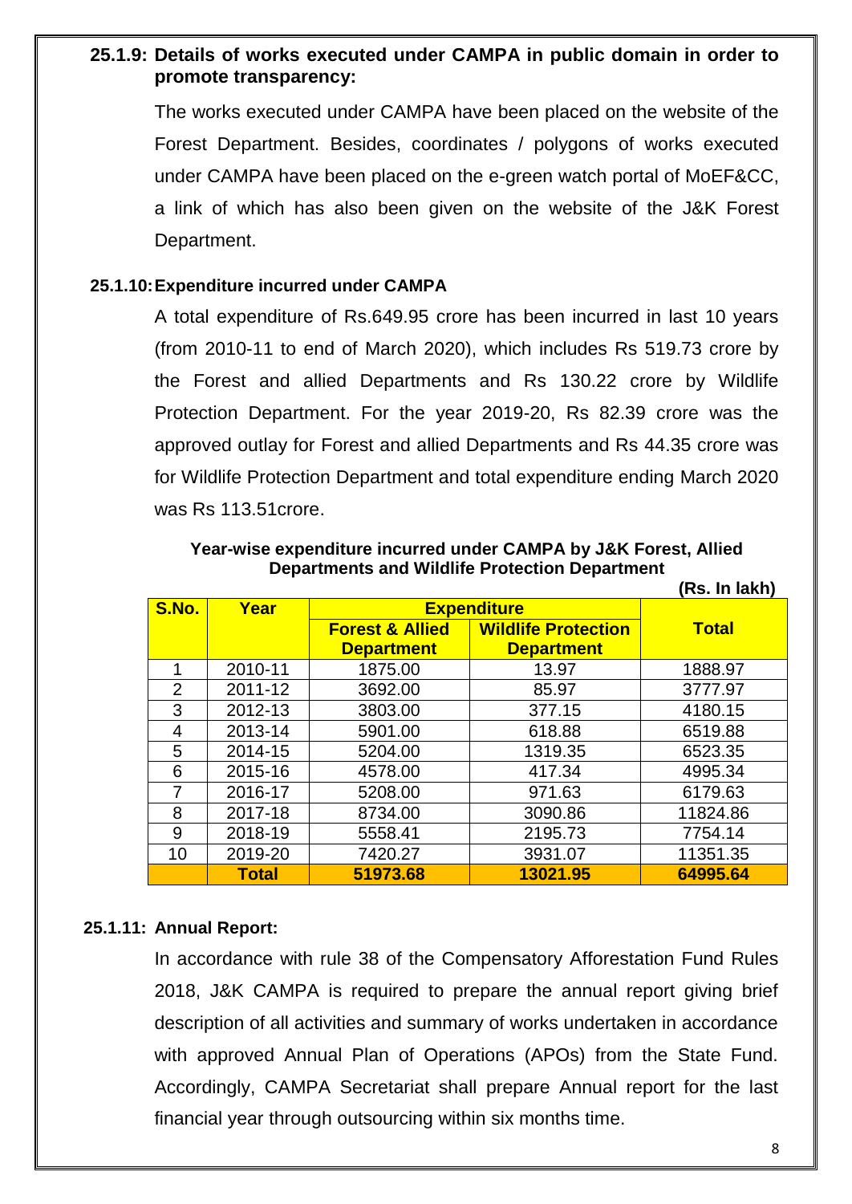**25.1.9: Details of works executed under CAMPA in public domain in order to promote transparency:**

The works executed under CAMPA have been placed on the website of the Forest Department. Besides, coordinates / polygons of works executed under CAMPA have been placed on the e-green watch portal of MoEF&CC, a link of which has also been given on the website of the J&K Forest Department.

**25.1.10: Expenditure incurred under CAMPA**

A total expenditure of Rs.649.95 crore has been incurred in last 10 years (from 2010-11 to end of March 2020), which includes Rs 519.73 crore by the Forest and allied Departments and Rs 130.22 crore by Wildlife Protection Department. For the year 2019-20, Rs 82.39 crore was the approved outlay for Forest and allied Departments and Rs 44.35 crore was for Wildlife Protection Department and total expenditure ending March 2020 was Rs 113.51crore.

**Year-wise expenditure incurred under CAMPA by J&K Forest, Allied Departments and Wildlife Protection Department**

**(Rs. In lakh)**

| S.No. | Year | Expenditure | | Total |
|---|---|---|---|---|
| | | Forest & Allied Department | Wildlife Protection Department | |
| 1 | 2010-11 | 1875.00 | 13.97 | 1888.97 |
| 2 | 2011-12 | 3692.00 | 85.97 | 3777.97 |
| 3 | 2012-13 | 3803.00 | 377.15 | 4180.15 |
| 4 | 2013-14 | 5901.00 | 618.88 | 6519.88 |
| 5 | 2014-15 | 5204.00 | 1319.35 | 6523.35 |
| 6 | 2015-16 | 4578.00 | 417.34 | 4995.34 |
| 7 | 2016-17 | 5208.00 | 971.63 | 6179.63 |
| 8 | 2017-18 | 8734.00 | 3090.86 | 11824.86 |
| 9 | 2018-19 | 5558.41 | 2195.73 | 7754.14 |
| 10 | 2019-20 | 7420.27 | 3931.07 | 11351.35 |
| | **Total** | **51973.68** | **13021.95** | **64995.64** |

**25.1.11: Annual Report:**

In accordance with rule 38 of the Compensatory Afforestation Fund Rules 2018, J&K CAMPA is required to prepare the annual report giving brief description of all activities and summary of works undertaken in accordance with approved Annual Plan of Operations (APOs) from the State Fund. Accordingly, CAMPA Secretariat shall prepare Annual report for the last financial year through outsourcing within six months time.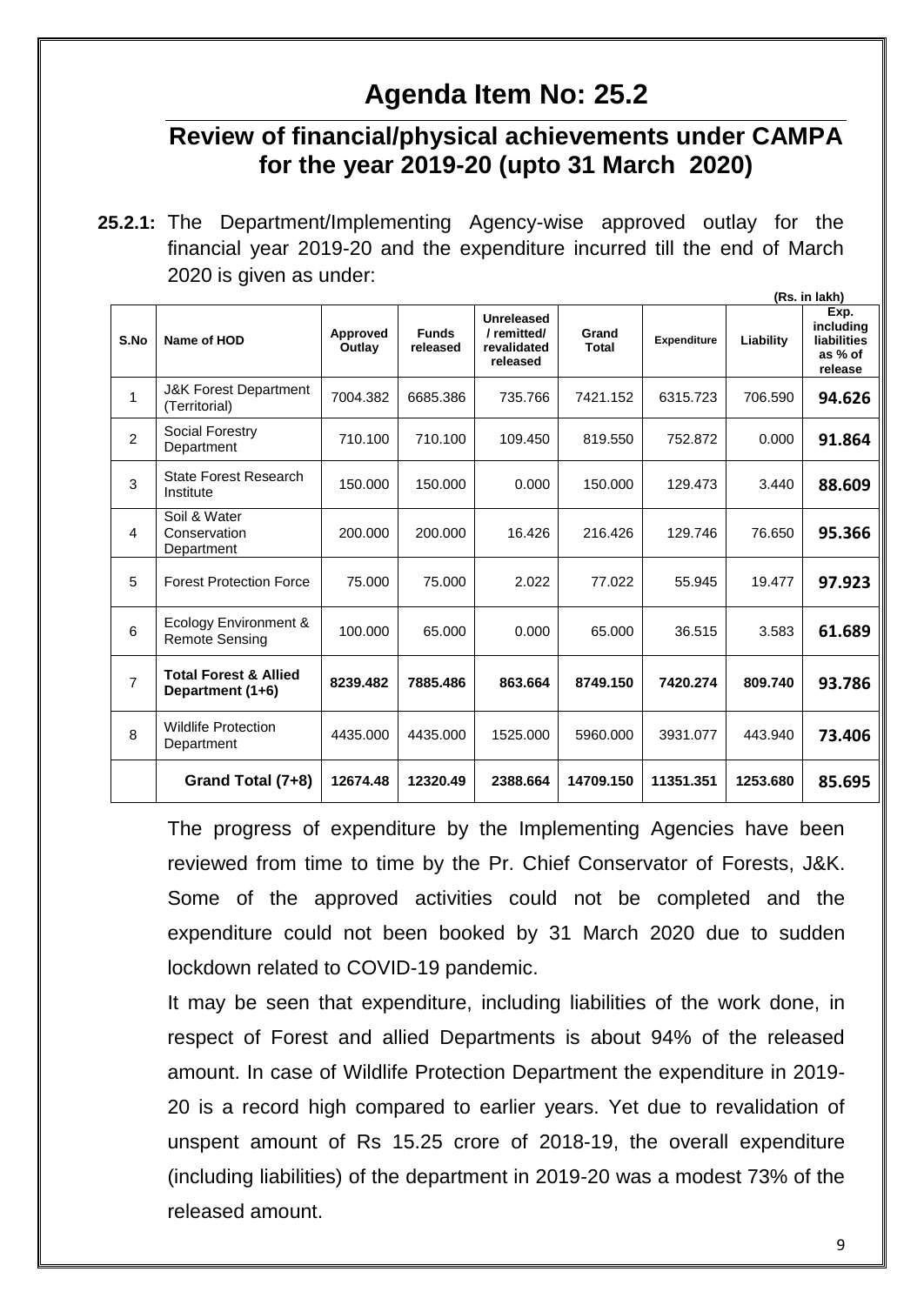# Agenda Item No: 25.2

## Review of financial/physical achievements under CAMPA for the year 2019-20 (upto 31 March 2020)

**25.2.1:** The Department/Implementing Agency-wise approved outlay for the financial year 2019-20 and the expenditure incurred till the end of March 2020 is given as under:

**(Rs. in lakh)**

| S.No | Name of HOD | Approved Outlay | Funds released | Unreleased / remitted/ revalidated released | Grand Total | Expenditure | Liability | Exp. including liabilities as % of release |
|---|---|---|---|---|---|---|---|---|
| 1 | J&K Forest Department (Territorial) | 7004.382 | 6685.386 | 735.766 | 7421.152 | 6315.723 | 706.590 | **94.626** |
| 2 | Social Forestry Department | 710.100 | 710.100 | 109.450 | 819.550 | 752.872 | 0.000 | **91.864** |
| 3 | State Forest Research Institute | 150.000 | 150.000 | 0.000 | 150.000 | 129.473 | 3.440 | **88.609** |
| 4 | Soil & Water Conservation Department | 200.000 | 200.000 | 16.426 | 216.426 | 129.746 | 76.650 | **95.366** |
| 5 | Forest Protection Force | 75.000 | 75.000 | 2.022 | 77.022 | 55.945 | 19.477 | **97.923** |
| 6 | Ecology Environment & Remote Sensing | 100.000 | 65.000 | 0.000 | 65.000 | 36.515 | 3.583 | **61.689** |
| 7 | **Total Forest & Allied Department (1+6)** | **8239.482** | **7885.486** | **863.664** | **8749.150** | **7420.274** | **809.740** | **93.786** |
| 8 | Wildlife Protection Department | 4435.000 | 4435.000 | 1525.000 | 5960.000 | 3931.077 | 443.940 | **73.406** |
| | **Grand Total (7+8)** | **12674.48** | **12320.49** | **2388.664** | **14709.150** | **11351.351** | **1253.680** | **85.695** |

The progress of expenditure by the Implementing Agencies have been reviewed from time to time by the Pr. Chief Conservator of Forests, J&K. Some of the approved activities could not be completed and the expenditure could not been booked by 31 March 2020 due to sudden lockdown related to COVID-19 pandemic.

It may be seen that expenditure, including liabilities of the work done, in respect of Forest and allied Departments is about 94% of the released amount. In case of Wildlife Protection Department the expenditure in 2019-20 is a record high compared to earlier years. Yet due to revalidation of unspent amount of Rs 15.25 crore of 2018-19, the overall expenditure (including liabilities) of the department in 2019-20 was a modest 73% of the released amount.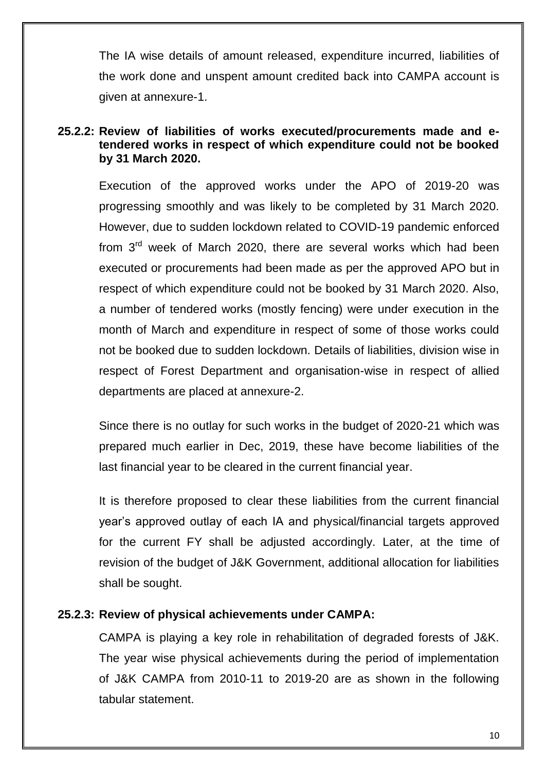The IA wise details of amount released, expenditure incurred, liabilities of the work done and unspent amount credited back into CAMPA account is given at annexure-1.

**25.2.2: Review of liabilities of works executed/procurements made and e-tendered works in respect of which expenditure could not be booked by 31 March 2020.**

Execution of the approved works under the APO of 2019-20 was progressing smoothly and was likely to be completed by 31 March 2020. However, due to sudden lockdown related to COVID-19 pandemic enforced from 3rd week of March 2020, there are several works which had been executed or procurements had been made as per the approved APO but in respect of which expenditure could not be booked by 31 March 2020. Also, a number of tendered works (mostly fencing) were under execution in the month of March and expenditure in respect of some of those works could not be booked due to sudden lockdown. Details of liabilities, division wise in respect of Forest Department and organisation-wise in respect of allied departments are placed at annexure-2.

Since there is no outlay for such works in the budget of 2020-21 which was prepared much earlier in Dec, 2019, these have become liabilities of the last financial year to be cleared in the current financial year.

It is therefore proposed to clear these liabilities from the current financial year's approved outlay of each IA and physical/financial targets approved for the current FY shall be adjusted accordingly. Later, at the time of revision of the budget of J&K Government, additional allocation for liabilities shall be sought.

**25.2.3: Review of physical achievements under CAMPA:**

CAMPA is playing a key role in rehabilitation of degraded forests of J&K. The year wise physical achievements during the period of implementation of J&K CAMPA from 2010-11 to 2019-20 are as shown in the following tabular statement.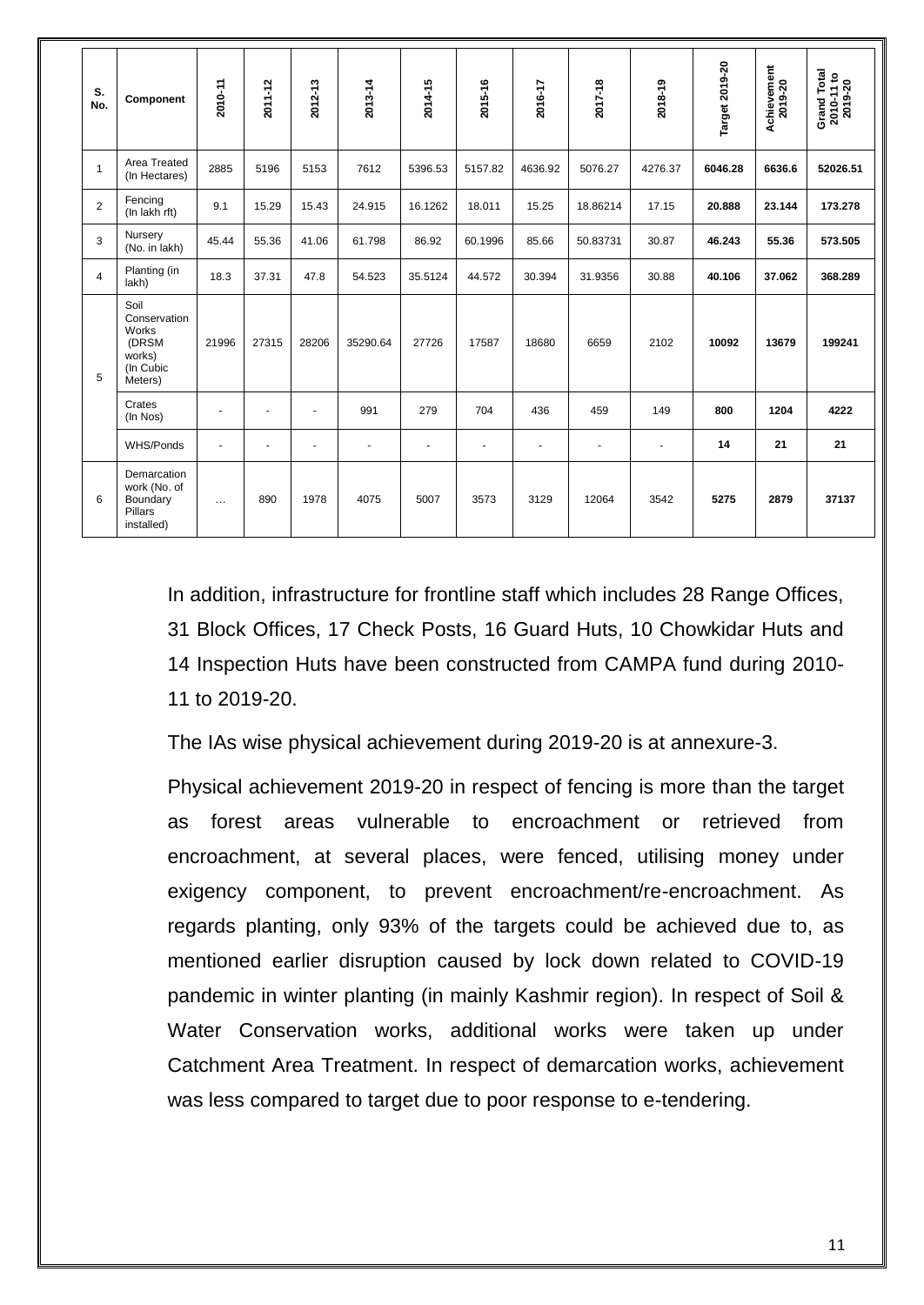| S. No. | Component | 2010-11 | 2011-12 | 2012-13 | 2013-14 | 2014-15 | 2015-16 | 2016-17 | 2017-18 | 2018-19 | Target 2019-20 | Achievement 2019-20 | Grand Total 2010-11 to 2019-20 |
|---|---|---|---|---|---|---|---|---|---|---|---|---|---|
| 1 | Area Treated (In Hectares) | 2885 | 5196 | 5153 | 7612 | 5396.53 | 5157.82 | 4636.92 | 5076.27 | 4276.37 | **6046.28** | **6636.6** | **52026.51** |
| 2 | Fencing (In lakh rft) | 9.1 | 15.29 | 15.43 | 24.915 | 16.1262 | 18.011 | 15.25 | 18.86214 | 17.15 | **20.888** | **23.144** | **173.278** |
| 3 | Nursery (No. in lakh) | 45.44 | 55.36 | 41.06 | 61.798 | 86.92 | 60.1996 | 85.66 | 50.83731 | 30.87 | **46.243** | **55.36** | **573.505** |
| 4 | Planting (in lakh) | 18.3 | 37.31 | 47.8 | 54.523 | 35.5124 | 44.572 | 30.394 | 31.9356 | 30.88 | **40.106** | **37.062** | **368.289** |
| 5 | Soil Conservation Works (DRSM works) (In Cubic Meters) | 21996 | 27315 | 28206 | 35290.64 | 27726 | 17587 | 18680 | 6659 | 2102 | **10092** | **13679** | **199241** |
| | Crates (In Nos) | - | - | - | 991 | 279 | 704 | 436 | 459 | 149 | **800** | **1204** | **4222** |
| | WHS/Ponds | - | - | - | - | - | - | - | - | - | **14** | **21** | **21** |
| 6 | Demarcation work (No. of Boundary Pillars installed) | … | 890 | 1978 | 4075 | 5007 | 3573 | 3129 | 12064 | 3542 | **5275** | **2879** | **37137** |

In addition, infrastructure for frontline staff which includes 28 Range Offices, 31 Block Offices, 17 Check Posts, 16 Guard Huts, 10 Chowkidar Huts and 14 Inspection Huts have been constructed from CAMPA fund during 2010-11 to 2019-20.

The IAs wise physical achievement during 2019-20 is at annexure-3.

Physical achievement 2019-20 in respect of fencing is more than the target as forest areas vulnerable to encroachment or retrieved from encroachment, at several places, were fenced, utilising money under exigency component, to prevent encroachment/re-encroachment. As regards planting, only 93% of the targets could be achieved due to, as mentioned earlier disruption caused by lock down related to COVID-19 pandemic in winter planting (in mainly Kashmir region). In respect of Soil & Water Conservation works, additional works were taken up under Catchment Area Treatment. In respect of demarcation works, achievement was less compared to target due to poor response to e-tendering.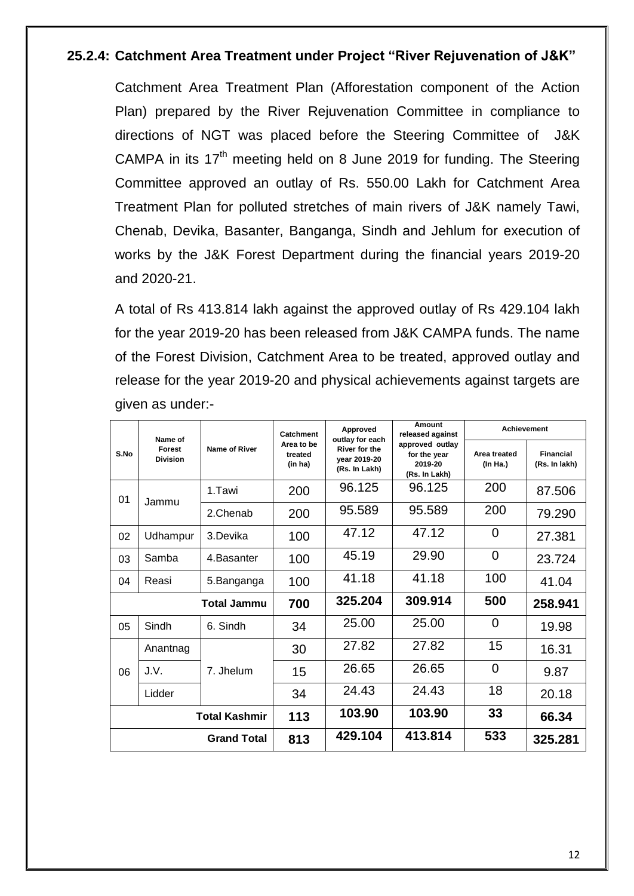### 25.2.4: Catchment Area Treatment under Project "River Rejuvenation of J&K"

Catchment Area Treatment Plan (Afforestation component of the Action Plan) prepared by the River Rejuvenation Committee in compliance to directions of NGT was placed before the Steering Committee of J&K CAMPA in its 17th meeting held on 8 June 2019 for funding. The Steering Committee approved an outlay of Rs. 550.00 Lakh for Catchment Area Treatment Plan for polluted stretches of main rivers of J&K namely Tawi, Chenab, Devika, Basanter, Banganga, Sindh and Jehlum for execution of works by the J&K Forest Department during the financial years 2019-20 and 2020-21.

A total of Rs 413.814 lakh against the approved outlay of Rs 429.104 lakh for the year 2019-20 has been released from J&K CAMPA funds. The name of the Forest Division, Catchment Area to be treated, approved outlay and release for the year 2019-20 and physical achievements against targets are given as under:-

| S.No | Name of Forest Division | Name of River | Catchment Area to be treated (in ha) | Approved outlay for each River for the year 2019-20 (Rs. In Lakh) | Amount released against approved outlay for the year 2019-20 (Rs. In Lakh) | Achievement | |
|---|---|---|---|---|---|---|---|
| | | | | | | Area treated (In Ha.) | Financial (Rs. In lakh) |
| 01 | Jammu | 1.Tawi | 200 | 96.125 | 96.125 | 200 | 87.506 |
| | | 2.Chenab | 200 | 95.589 | 95.589 | 200 | 79.290 |
| 02 | Udhampur | 3.Devika | 100 | 47.12 | 47.12 | 0 | 27.381 |
| 03 | Samba | 4.Basanter | 100 | 45.19 | 29.90 | 0 | 23.724 |
| 04 | Reasi | 5.Banganga | 100 | 41.18 | 41.18 | 100 | 41.04 |
| | | **Total Jammu** | **700** | **325.204** | **309.914** | **500** | **258.941** |
| 05 | Sindh | 6. Sindh | 34 | 25.00 | 25.00 | 0 | 19.98 |
| 06 | Anantnag | 7. Jhelum | 30 | 27.82 | 27.82 | 15 | 16.31 |
| | J.V. | | 15 | 26.65 | 26.65 | 0 | 9.87 |
| | Lidder | | 34 | 24.43 | 24.43 | 18 | 20.18 |
| | | **Total Kashmir** | **113** | **103.90** | **103.90** | **33** | **66.34** |
| | | **Grand Total** | **813** | **429.104** | **413.814** | **533** | **325.281** |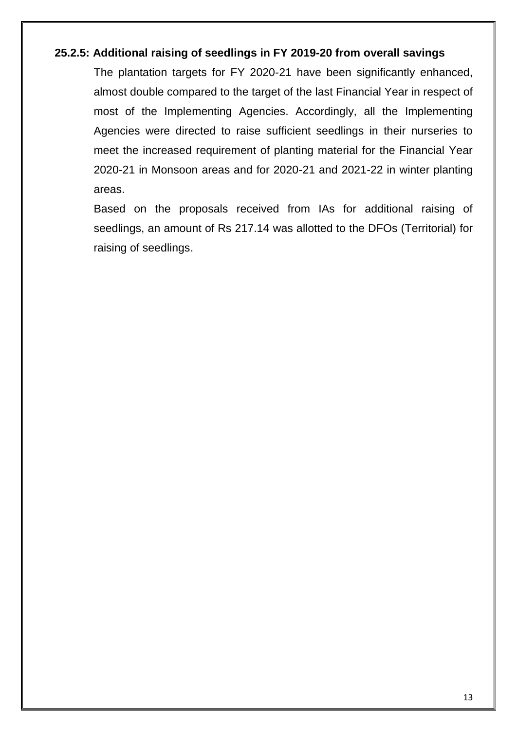### 25.2.5: Additional raising of seedlings in FY 2019-20 from overall savings

The plantation targets for FY 2020-21 have been significantly enhanced, almost double compared to the target of the last Financial Year in respect of most of the Implementing Agencies. Accordingly, all the Implementing Agencies were directed to raise sufficient seedlings in their nurseries to meet the increased requirement of planting material for the Financial Year 2020-21 in Monsoon areas and for 2020-21 and 2021-22 in winter planting areas.

Based on the proposals received from IAs for additional raising of seedlings, an amount of Rs 217.14 was allotted to the DFOs (Territorial) for raising of seedlings.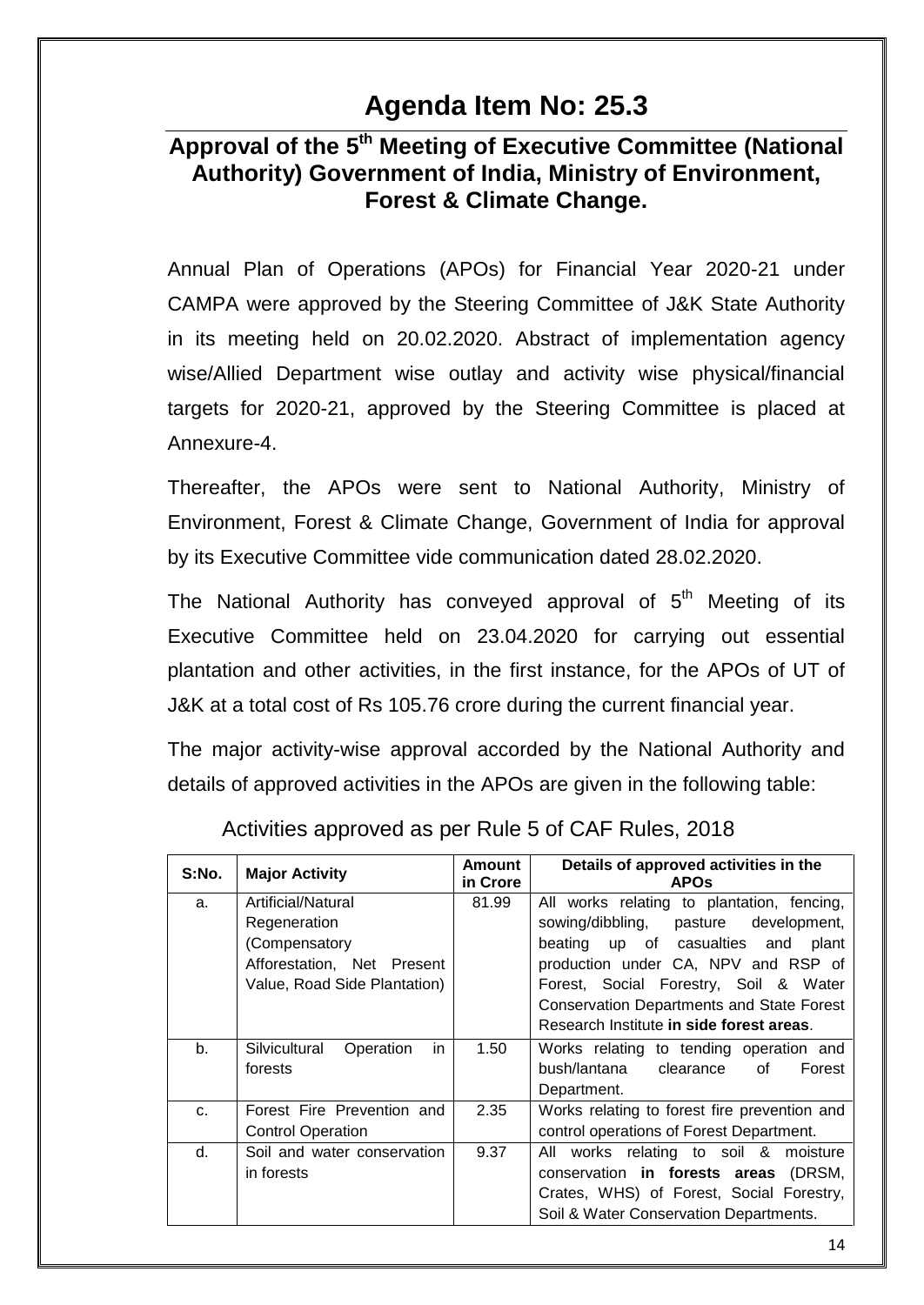# Agenda Item No: 25.3

## Approval of the 5th Meeting of Executive Committee (National Authority) Government of India, Ministry of Environment, Forest & Climate Change.

Annual Plan of Operations (APOs) for Financial Year 2020-21 under CAMPA were approved by the Steering Committee of J&K State Authority in its meeting held on 20.02.2020. Abstract of implementation agency wise/Allied Department wise outlay and activity wise physical/financial targets for 2020-21, approved by the Steering Committee is placed at Annexure-4.

Thereafter, the APOs were sent to National Authority, Ministry of Environment, Forest & Climate Change, Government of India for approval by its Executive Committee vide communication dated 28.02.2020.

The National Authority has conveyed approval of 5th Meeting of its Executive Committee held on 23.04.2020 for carrying out essential plantation and other activities, in the first instance, for the APOs of UT of J&K at a total cost of Rs 105.76 crore during the current financial year.

The major activity-wise approval accorded by the National Authority and details of approved activities in the APOs are given in the following table:

Activities approved as per Rule 5 of CAF Rules, 2018

| S:No. | Major Activity | Amount in Crore | Details of approved activities in the APOs |
|---|---|---|---|
| a. | Artificial/Natural Regeneration (Compensatory Afforestation, Net Present Value, Road Side Plantation) | 81.99 | All works relating to plantation, fencing, sowing/dibbling, pasture development, beating up of casualties and plant production under CA, NPV and RSP of Forest, Social Forestry, Soil & Water Conservation Departments and State Forest Research Institute **in side forest areas**. |
| b. | Silvicultural Operation in forests | 1.50 | Works relating to tending operation and bush/lantana clearance of Forest Department. |
| c. | Forest Fire Prevention and Control Operation | 2.35 | Works relating to forest fire prevention and control operations of Forest Department. |
| d. | Soil and water conservation in forests | 9.37 | All works relating to soil & moisture conservation **in forests areas** (DRSM, Crates, WHS) of Forest, Social Forestry, Soil & Water Conservation Departments. |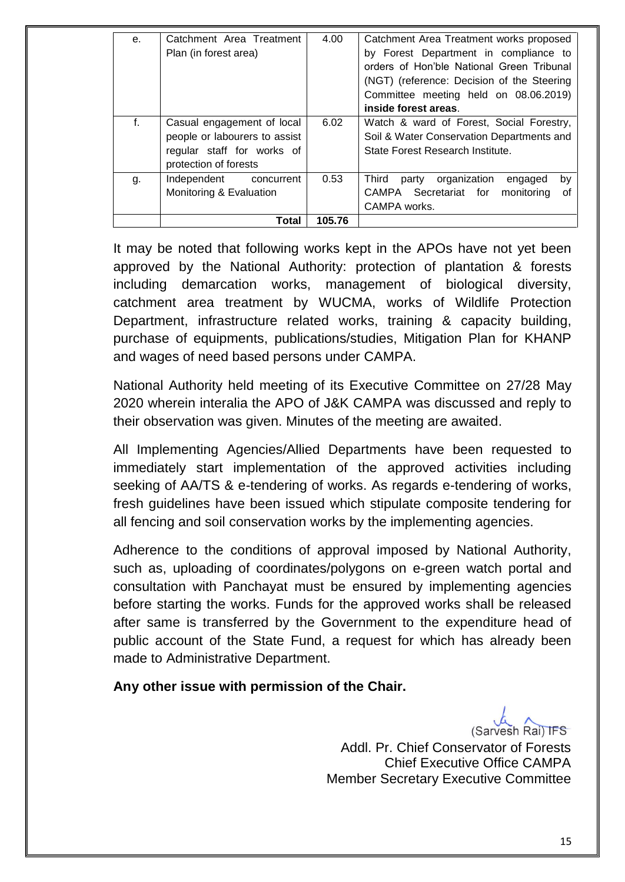| | | | |
|---|---|---|---|
| e. | Catchment Area Treatment Plan (in forest area) | 4.00 | Catchment Area Treatment works proposed by Forest Department in compliance to orders of Hon'ble National Green Tribunal (NGT) (reference: Decision of the Steering Committee meeting held on 08.06.2019) **inside forest areas**. |
| f. | Casual engagement of local people or labourers to assist regular staff for works of protection of forests | 6.02 | Watch & ward of Forest, Social Forestry, Soil & Water Conservation Departments and State Forest Research Institute. |
| g. | Independent concurrent Monitoring & Evaluation | 0.53 | Third party organization engaged by CAMPA Secretariat for monitoring of CAMPA works. |
| | **Total** | **105.76** | |

It may be noted that following works kept in the APOs have not yet been approved by the National Authority: protection of plantation & forests including demarcation works, management of biological diversity, catchment area treatment by WUCMA, works of Wildlife Protection Department, infrastructure related works, training & capacity building, purchase of equipments, publications/studies, Mitigation Plan for KHANP and wages of need based persons under CAMPA.

National Authority held meeting of its Executive Committee on 27/28 May 2020 wherein interalia the APO of J&K CAMPA was discussed and reply to their observation was given. Minutes of the meeting are awaited.

All Implementing Agencies/Allied Departments have been requested to immediately start implementation of the approved activities including seeking of AA/TS & e-tendering of works. As regards e-tendering of works, fresh guidelines have been issued which stipulate composite tendering for all fencing and soil conservation works by the implementing agencies.

Adherence to the conditions of approval imposed by National Authority, such as, uploading of coordinates/polygons on e-green watch portal and consultation with Panchayat must be ensured by implementing agencies before starting the works. Funds for the approved works shall be released after same is transferred by the Government to the expenditure head of public account of the State Fund, a request for which has already been made to Administrative Department.

**Any other issue with permission of the Chair.**

(Sarvesh Rai) IFS
Addl. Pr. Chief Conservator of Forests
Chief Executive Office CAMPA
Member Secretary Executive Committee